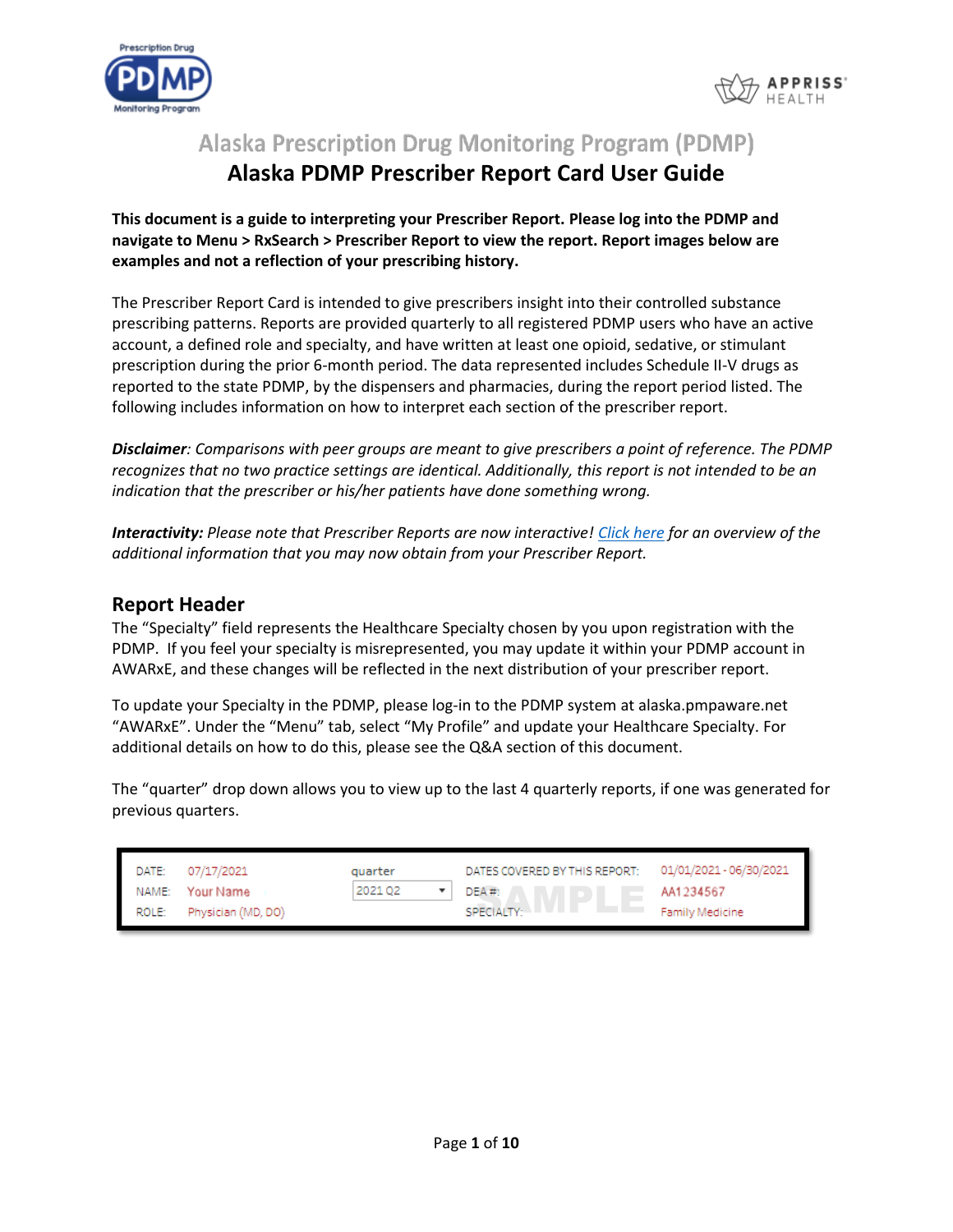# Alaska Prescription Drug Monitoring Program (PDMP)

## Alaska PDMP Prescriber Report Card User Guide

**This document is a guide to interpreting your Prescriber Report. Please log into the PDMP and navigate to Menu > RxSearch > Prescriber Report to view the report. Report images below are examples and not a reflection of your prescribing history.**

The Prescriber Report Card is intended to give prescribers insight into their controlled substance prescribing patterns. Reports are provided quarterly to all registered PDMP users who have an active account, a defined role and specialty, and have written at least one opioid, sedative, or stimulant prescription during the prior 6-month period. The data represented includes Schedule II-V drugs as reported to the state PDMP, by the dispensers and pharmacies, during the report period listed. The following includes information on how to interpret each section of the prescriber report.

***Disclaimer****: Comparisons with peer groups are meant to give prescribers a point of reference. The PDMP recognizes that no two practice settings are identical. Additionally, this report is not intended to be an indication that the prescriber or his/her patients have done something wrong.*

***Interactivity:*** *Please note that Prescriber Reports are now interactive! Click here for an overview of the additional information that you may now obtain from your Prescriber Report.*

## Report Header

The "Specialty" field represents the Healthcare Specialty chosen by you upon registration with the PDMP. If you feel your specialty is misrepresented, you may update it within your PDMP account in AWARxE, and these changes will be reflected in the next distribution of your prescriber report.

To update your Specialty in the PDMP, please log-in to the PDMP system at alaska.pmpaware.net "AWARxE". Under the "Menu" tab, select "My Profile" and update your Healthcare Specialty. For additional details on how to do this, please see the Q&A section of this document.

The "quarter" drop down allows you to view up to the last 4 quarterly reports, if one was generated for previous quarters.

| | | | | |
|---|---|---|---|---|
| DATE: | 07/17/2021 | quarter | DATES COVERED BY THIS REPORT: | 01/01/2021 - 06/30/2021 |
| NAME: | Your Name | 2021 Q2 | DEA #: | AA1234567 |
| ROLE: | Physician (MD, DO) | | SPECIALTY: | Family Medicine |

SAMPLE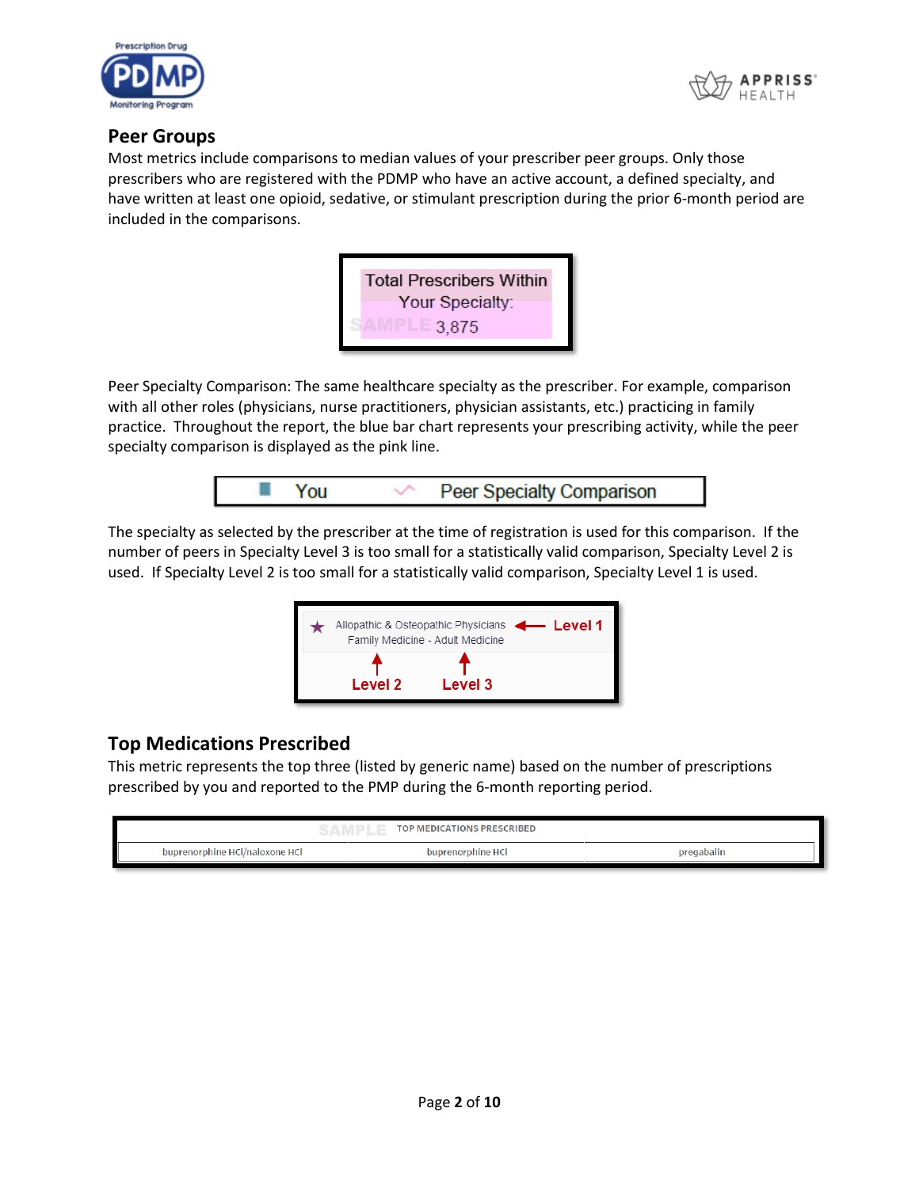## Peer Groups

Most metrics include comparisons to median values of your prescriber peer groups. Only those prescribers who are registered with the PDMP who have an active account, a defined specialty, and have written at least one opioid, sedative, or stimulant prescription during the prior 6-month period are included in the comparisons.

Total Prescribers Within Your Specialty:
SAMPLE 3,875

Peer Specialty Comparison: The same healthcare specialty as the prescriber. For example, comparison with all other roles (physicians, nurse practitioners, physician assistants, etc.) practicing in family practice. Throughout the report, the blue bar chart represents your prescribing activity, while the peer specialty comparison is displayed as the pink line.

You | Peer Specialty Comparison

The specialty as selected by the prescriber at the time of registration is used for this comparison. If the number of peers in Specialty Level 3 is too small for a statistically valid comparison, Specialty Level 2 is used. If Specialty Level 2 is too small for a statistically valid comparison, Specialty Level 1 is used.

★ Allopathic & Osteopathic Physicians ← Level 1
Family Medicine - Adult Medicine
(Level 2: Family Medicine; Level 3: Adult Medicine)

## Top Medications Prescribed

This metric represents the top three (listed by generic name) based on the number of prescriptions prescribed by you and reported to the PMP during the 6-month reporting period.

| SAMPLE TOP MEDICATIONS PRESCRIBED | | |
|---|---|---|
| buprenorphine HCl/naloxone HCl | buprenorphine HCl | pregabalin |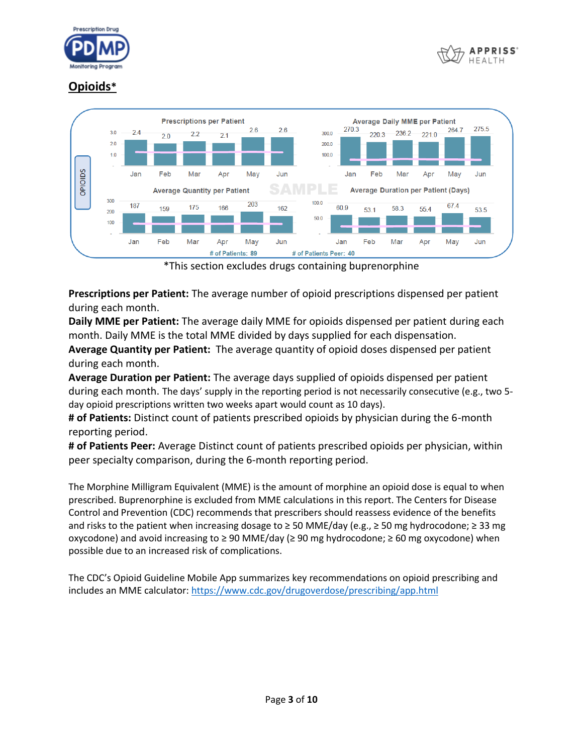## Opioids*

| OPIOIDS | Jan | Feb | Mar | Apr | May | Jun |
|---|---|---|---|---|---|---|
| Prescriptions per Patient | 2.4 | 2.0 | 2.2 | 2.1 | 2.6 | 2.6 |
| Average Daily MME per Patient | 270.3 | 220.3 | 236.2 | 221.0 | 264.7 | 275.5 |
| Average Quantity per Patient | 187 | 159 | 175 | 166 | 203 | 162 |
| Average Duration per Patient (Days) | 60.9 | 53.1 | 58.3 | 55.4 | 67.4 | 53.5 |

# of Patients: 89 # of Patients Peer: 40

SAMPLE

*This section excludes drugs containing buprenorphine

**Prescriptions per Patient:** The average number of opioid prescriptions dispensed per patient during each month.
**Daily MME per Patient:** The average daily MME for opioids dispensed per patient during each month. Daily MME is the total MME divided by days supplied for each dispensation.
**Average Quantity per Patient:** The average quantity of opioid doses dispensed per patient during each month.
**Average Duration per Patient:** The average days supplied of opioids dispensed per patient during each month. The days' supply in the reporting period is not necessarily consecutive (e.g., two 5-day opioid prescriptions written two weeks apart would count as 10 days).
**# of Patients:** Distinct count of patients prescribed opioids by physician during the 6-month reporting period.
**# of Patients Peer:** Average Distinct count of patients prescribed opioids per physician, within peer specialty comparison, during the 6-month reporting period.

The Morphine Milligram Equivalent (MME) is the amount of morphine an opioid dose is equal to when prescribed. Buprenorphine is excluded from MME calculations in this report. The Centers for Disease Control and Prevention (CDC) recommends that prescribers should reassess evidence of the benefits and risks to the patient when increasing dosage to ≥ 50 MME/day (e.g., ≥ 50 mg hydrocodone; ≥ 33 mg oxycodone) and avoid increasing to ≥ 90 MME/day (≥ 90 mg hydrocodone; ≥ 60 mg oxycodone) when possible due to an increased risk of complications.

The CDC's Opioid Guideline Mobile App summarizes key recommendations on opioid prescribing and includes an MME calculator: [https://www.cdc.gov/drugoverdose/prescribing/app.html](https://www.cdc.gov/drugoverdose/prescribing/app.html)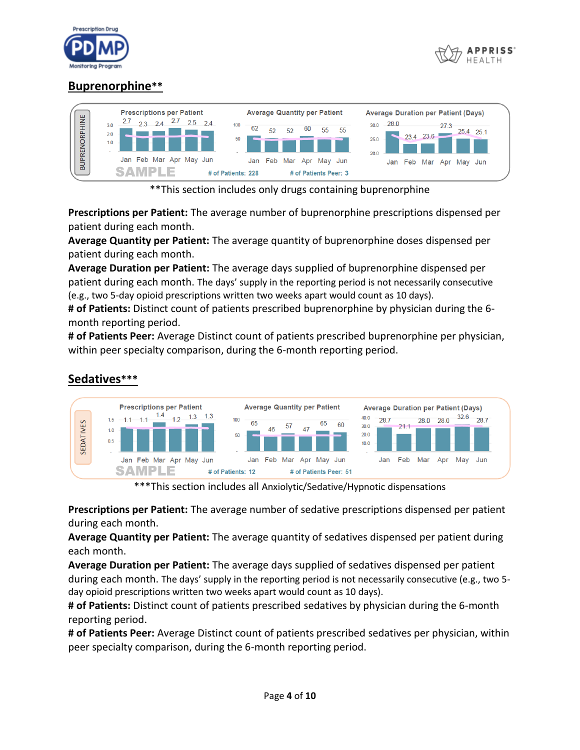## Buprenorphine**

**BUPRENORPHINE**

| | Jan | Feb | Mar | Apr | May | Jun |
|---|---|---|---|---|---|---|
| Prescriptions per Patient | 2.7 | 2.3 | 2.4 | 2.7 | 2.5 | 2.4 |
| Average Quantity per Patient | 62 | 52 | 52 | 60 | 55 | 55 |
| Average Duration per Patient (Days) | 28.0 | 23.4 | 23.6 | 27.3 | 25.4 | 25.1 |

SAMPLE

# of Patients: 228    # of Patients Peer: 3

**This section includes only drugs containing buprenorphine

**Prescriptions per Patient:** The average number of buprenorphine prescriptions dispensed per patient during each month.
**Average Quantity per Patient:** The average quantity of buprenorphine doses dispensed per patient during each month.
**Average Duration per Patient:** The average days supplied of buprenorphine dispensed per patient during each month. The days' supply in the reporting period is not necessarily consecutive (e.g., two 5-day opioid prescriptions written two weeks apart would count as 10 days).
**# of Patients:** Distinct count of patients prescribed buprenorphine by physician during the 6-month reporting period.
**# of Patients Peer:** Average Distinct count of patients prescribed buprenorphine per physician, within peer specialty comparison, during the 6-month reporting period.

## Sedatives***

**SEDATIVES**

| | Jan | Feb | Mar | Apr | May | Jun |
|---|---|---|---|---|---|---|
| Prescriptions per Patient | 1.1 | 1.1 | 1.4 | 1.2 | 1.3 | 1.3 |
| Average Quantity per Patient | 65 | 46 | 57 | 47 | 65 | 60 |
| Average Duration per Patient (Days) | 28.7 | 21.1 | 28.0 | 28.0 | 32.6 | 28.7 |

SAMPLE

# of Patients: 12    # of Patients Peer: 51

***This section includes all Anxiolytic/Sedative/Hypnotic dispensations

**Prescriptions per Patient:** The average number of sedative prescriptions dispensed per patient during each month.
**Average Quantity per Patient:** The average quantity of sedatives dispensed per patient during each month.
**Average Duration per Patient:** The average days supplied of sedatives dispensed per patient during each month. The days' supply in the reporting period is not necessarily consecutive (e.g., two 5-day opioid prescriptions written two weeks apart would count as 10 days).
**# of Patients:** Distinct count of patients prescribed sedatives by physician during the 6-month reporting period.
**# of Patients Peer:** Average Distinct count of patients prescribed sedatives per physician, within peer specialty comparison, during the 6-month reporting period.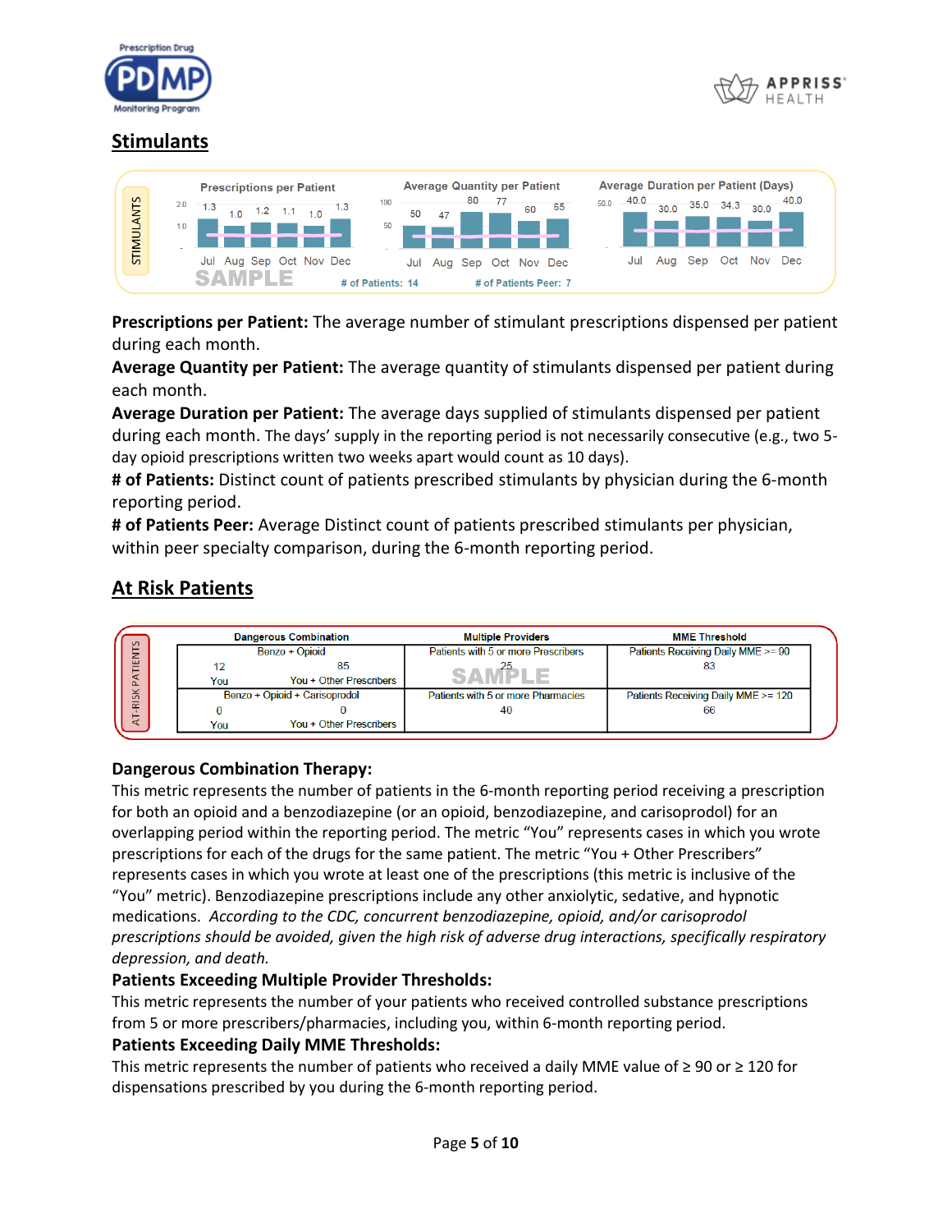## Stimulants

STIMULANTS

| | Jul | Aug | Sep | Oct | Nov | Dec |
|---|---|---|---|---|---|---|
| Prescriptions per Patient | 1.3 | 1.0 | 1.2 | 1.1 | 1.0 | 1.3 |
| Average Quantity per Patient | 50 | 47 | 80 | 77 | 60 | 65 |
| Average Duration per Patient (Days) | 40.0 | 30.0 | 35.0 | 34.3 | 30.0 | 40.0 |

SAMPLE

# of Patients: 14 # of Patients Peer: 7

**Prescriptions per Patient:** The average number of stimulant prescriptions dispensed per patient during each month.
**Average Quantity per Patient:** The average quantity of stimulants dispensed per patient during each month.
**Average Duration per Patient:** The average days supplied of stimulants dispensed per patient during each month. The days' supply in the reporting period is not necessarily consecutive (e.g., two 5-day opioid prescriptions written two weeks apart would count as 10 days).
**# of Patients:** Distinct count of patients prescribed stimulants by physician during the 6-month reporting period.
**# of Patients Peer:** Average Distinct count of patients prescribed stimulants per physician, within peer specialty comparison, during the 6-month reporting period.

## At Risk Patients

AT-RISK PATIENTS

| Dangerous Combination | | Multiple Providers | MME Threshold |
|---|---|---|---|
| Benzo + Opioid | | Patients with 5 or more Prescribers | Patients Receiving Daily MME >= 90 |
| 12 (You) | 85 (You + Other Prescribers) | 25 | 83 |
| Benzo + Opioid + Carisoprodol | | Patients with 5 or more Pharmacies | Patients Receiving Daily MME >= 120 |
| 0 (You) | 0 (You + Other Prescribers) | 40 | 66 |

SAMPLE

**Dangerous Combination Therapy:**
This metric represents the number of patients in the 6-month reporting period receiving a prescription for both an opioid and a benzodiazepine (or an opioid, benzodiazepine, and carisoprodol) for an overlapping period within the reporting period. The metric "You" represents cases in which you wrote prescriptions for each of the drugs for the same patient. The metric "You + Other Prescribers" represents cases in which you wrote at least one of the prescriptions (this metric is inclusive of the "You" metric). Benzodiazepine prescriptions include any other anxiolytic, sedative, and hypnotic medications. *According to the CDC, concurrent benzodiazepine, opioid, and/or carisoprodol prescriptions should be avoided, given the high risk of adverse drug interactions, specifically respiratory depression, and death.*
**Patients Exceeding Multiple Provider Thresholds:**
This metric represents the number of your patients who received controlled substance prescriptions from 5 or more prescribers/pharmacies, including you, within 6-month reporting period.
**Patients Exceeding Daily MME Thresholds:**
This metric represents the number of patients who received a daily MME value of ≥ 90 or ≥ 120 for dispensations prescribed by you during the 6-month reporting period.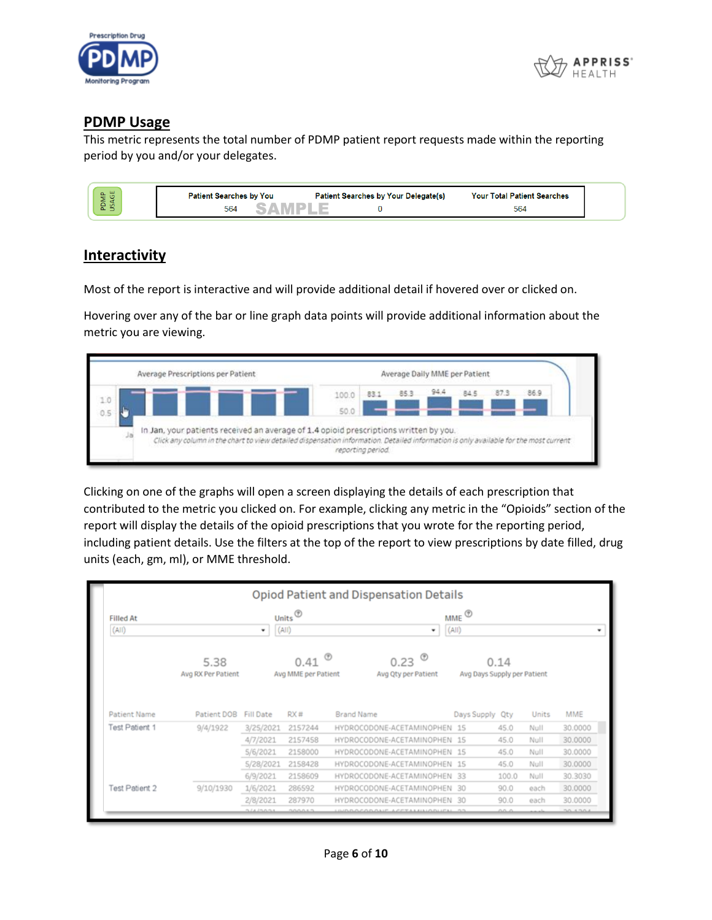## PDMP Usage

This metric represents the total number of PDMP patient report requests made within the reporting period by you and/or your delegates.

| Patient Searches by You | Patient Searches by Your Delegate(s) | Your Total Patient Searches |
|---|---|---|
| 564 | 0 | 564 |

## Interactivity

Most of the report is interactive and will provide additional detail if hovered over or clicked on.

Hovering over any of the bar or line graph data points will provide additional information about the metric you are viewing.

Clicking on one of the graphs will open a screen displaying the details of each prescription that contributed to the metric you clicked on. For example, clicking any metric in the "Opioids" section of the report will display the details of the opioid prescriptions that you wrote for the reporting period, including patient details. Use the filters at the top of the report to view prescriptions by date filled, drug units (each, gm, ml), or MME threshold.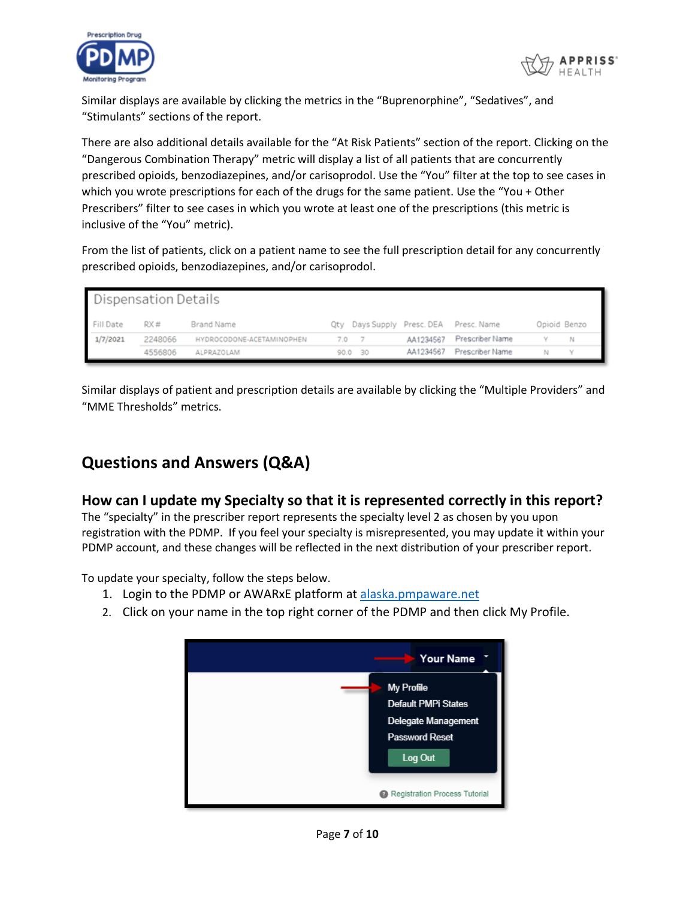Similar displays are available by clicking the metrics in the “Buprenorphine”, “Sedatives”, and “Stimulants” sections of the report.

There are also additional details available for the “At Risk Patients” section of the report. Clicking on the “Dangerous Combination Therapy” metric will display a list of all patients that are concurrently prescribed opioids, benzodiazepines, and/or carisoprodol. Use the “You” filter at the top to see cases in which you wrote prescriptions for each of the drugs for the same patient. Use the “You + Other Prescribers” filter to see cases in which you wrote at least one of the prescriptions (this metric is inclusive of the “You” metric).

From the list of patients, click on a patient name to see the full prescription detail for any concurrently prescribed opioids, benzodiazepines, and/or carisoprodol.

**Dispensation Details**

| Fill Date | RX # | Brand Name | Qty | Days Supply | Presc. DEA | Presc. Name | Opioid | Benzo |
|---|---|---|---|---|---|---|---|---|
| 1/7/2021 | 2248066 | HYDROCODONE-ACETAMINOPHEN | 7.0 | 7 | AA1234567 | Prescriber Name | Y | N |
| | 4556806 | ALPRAZOLAM | 90.0 | 30 | AA1234567 | Prescriber Name | N | Y |

Similar displays of patient and prescription details are available by clicking the “Multiple Providers” and “MME Thresholds” metrics.

## Questions and Answers (Q&A)

### How can I update my Specialty so that it is represented correctly in this report?

The “specialty” in the prescriber report represents the specialty level 2 as chosen by you upon registration with the PDMP. If you feel your specialty is misrepresented, you may update it within your PDMP account, and these changes will be reflected in the next distribution of your prescriber report.

To update your specialty, follow the steps below.

1. Login to the PDMP or AWARxE platform at alaska.pmpaware.net
2. Click on your name in the top right corner of the PDMP and then click My Profile.

Your Name

My Profile
Default PMPi States
Delegate Management
Password Reset
Log Out

Registration Process Tutorial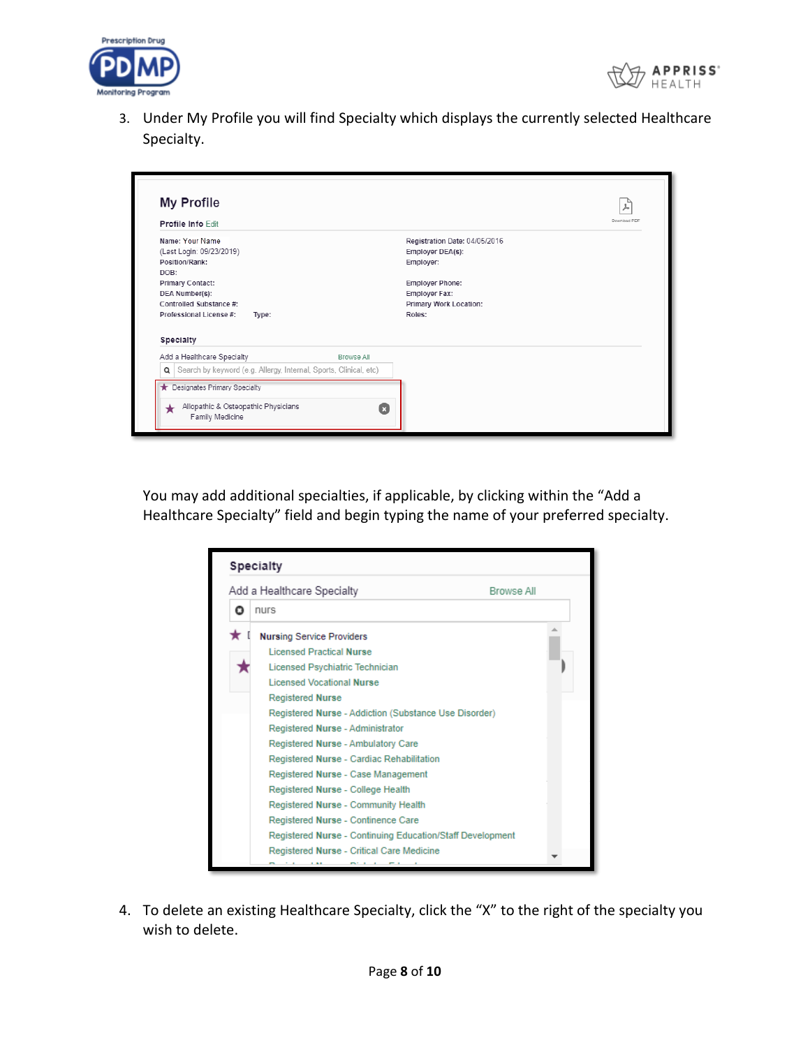3. Under My Profile you will find Specialty which displays the currently selected Healthcare Specialty.

You may add additional specialties, if applicable, by clicking within the "Add a Healthcare Specialty" field and begin typing the name of your preferred specialty.

4. To delete an existing Healthcare Specialty, click the "X" to the right of the specialty you wish to delete.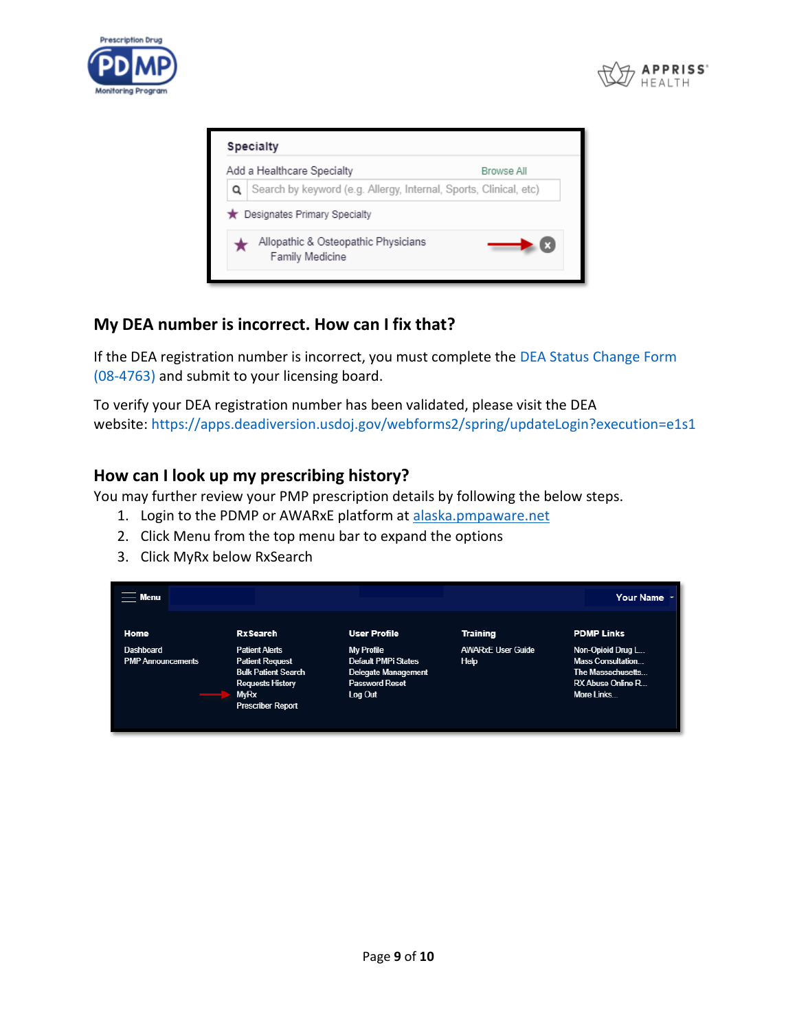## My DEA number is incorrect. How can I fix that?

If the DEA registration number is incorrect, you must complete the DEA Status Change Form (08-4763) and submit to your licensing board.

To verify your DEA registration number has been validated, please visit the DEA website: https://apps.deadiversion.usdoj.gov/webforms2/spring/updateLogin?execution=e1s1

## How can I look up my prescribing history?

You may further review your PMP prescription details by following the below steps.

1. Login to the PDMP or AWARxE platform at alaska.pmpaware.net
2. Click Menu from the top menu bar to expand the options
3. Click MyRx below RxSearch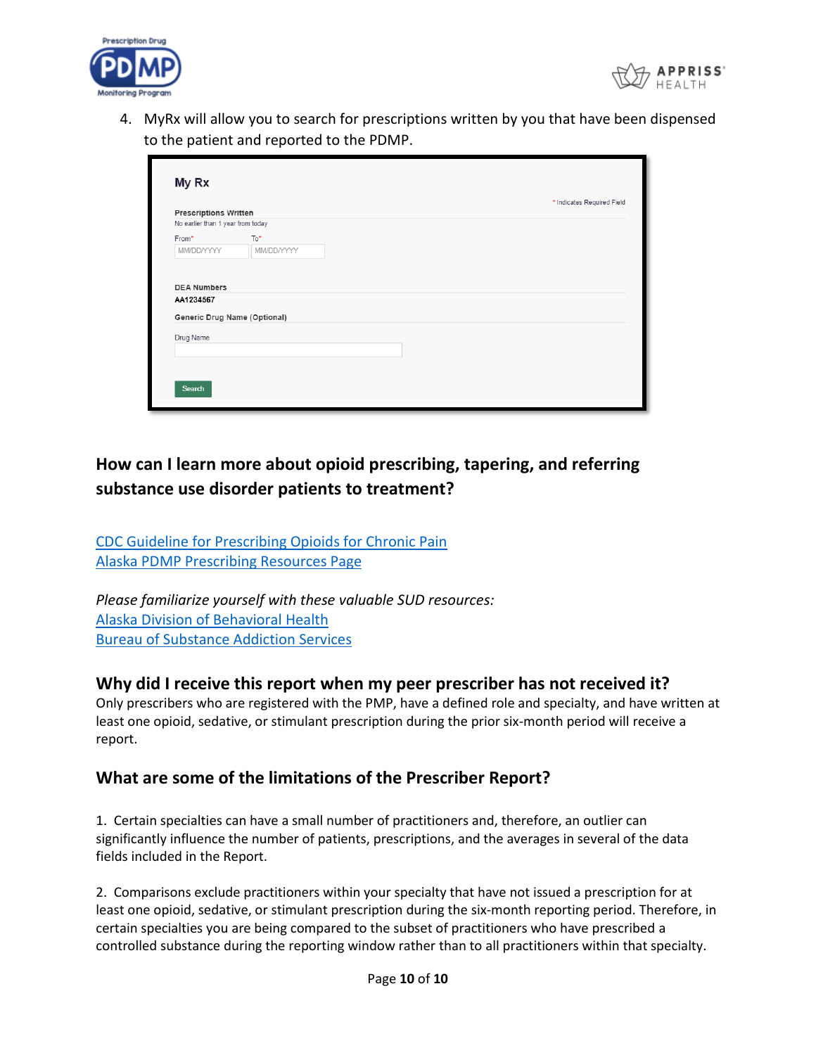4. MyRx will allow you to search for prescriptions written by you that have been dispensed to the patient and reported to the PDMP.

My Rx

\* Indicates Required Field

Prescriptions Written

No earlier than 1 year from today

From\* MM/DD/YYYY To\* MM/DD/YYYY

DEA Numbers

AA1234567

Generic Drug Name (Optional)

Drug Name

Search

## How can I learn more about opioid prescribing, tapering, and referring substance use disorder patients to treatment?

CDC Guideline for Prescribing Opioids for Chronic Pain
Alaska PDMP Prescribing Resources Page

*Please familiarize yourself with these valuable SUD resources:*
Alaska Division of Behavioral Health
Bureau of Substance Addiction Services

### Why did I receive this report when my peer prescriber has not received it?

Only prescribers who are registered with the PMP, have a defined role and specialty, and have written at least one opioid, sedative, or stimulant prescription during the prior six-month period will receive a report.

### What are some of the limitations of the Prescriber Report?

1. Certain specialties can have a small number of practitioners and, therefore, an outlier can significantly influence the number of patients, prescriptions, and the averages in several of the data fields included in the Report.

2. Comparisons exclude practitioners within your specialty that have not issued a prescription for at least one opioid, sedative, or stimulant prescription during the six-month reporting period. Therefore, in certain specialties you are being compared to the subset of practitioners who have prescribed a controlled substance during the reporting window rather than to all practitioners within that specialty.